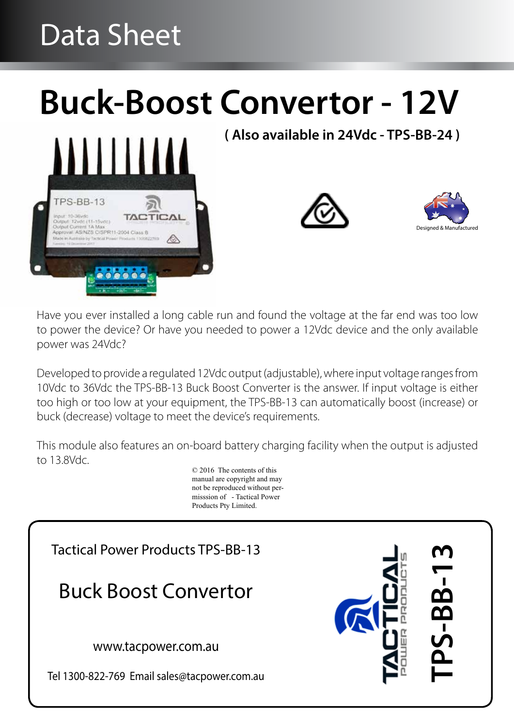# Data Sheet

# Buck-Boost Convertor - 12V

**( Also available in 24Vdc - TPS-BB-24 )**

Designed & Manufactured

Have you ever installed a long cable run and found the voltage at the far end was too low to power the device? Or have you needed to power a 12Vdc device and the only available power was 24Vdc?

Developed to provide a regulated 12Vdc output (adjustable), where input voltage ranges from 10Vdc to 36Vdc the TPS-BB-13 Buck Boost Converter is the answer. If input voltage is either too high or too low at your equipment, the TPS-BB-13 can automatically boost (increase) or buck (decrease) voltage to meet the device's requirements.

This module also features an on-board battery charging facility when the output is adjusted to 13.8Vdc.

© 2016 The contents of this manual are copyright and may not be reproduced without permisssion of - Tactical Power Products Pty Limited.

Tactical Power Products TPS-BB-13

## Buck Boost Convertor

www.tacpower.com.au

Tel 1300-822-769 Email sales@tacpower.com.au

TACTICAL POWER PRODUCTS

TPS-BB-13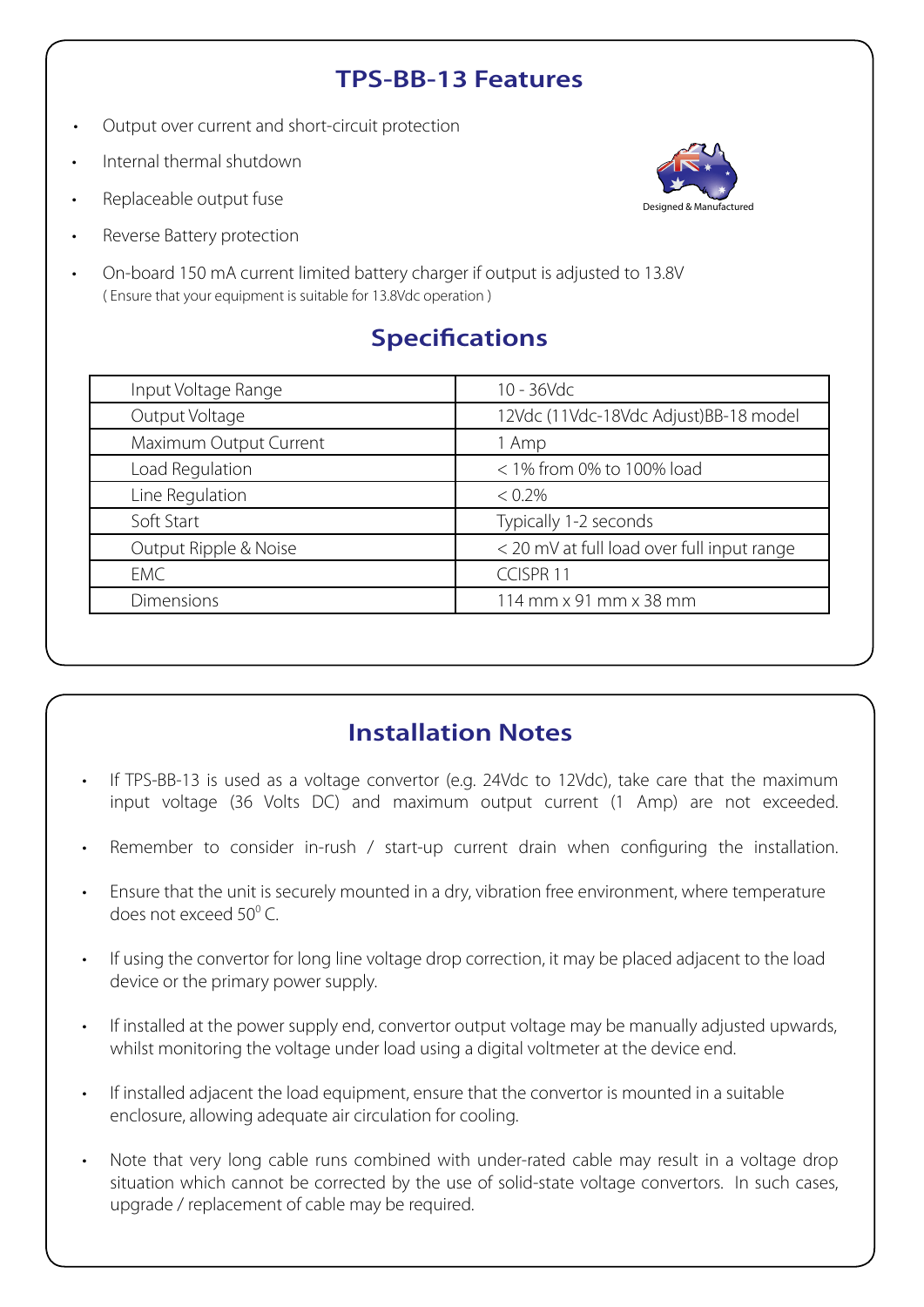## TPS-BB-13 Features

- Output over current and short-circuit protection
- Internal thermal shutdown
- Replaceable output fuse
- Reverse Battery protection
- On-board 150 mA current limited battery charger if output is adjusted to 13.8V
  ( Ensure that your equipment is suitable for 13.8Vdc operation )

Designed & Manufactured

## Specifications

| | |
|---|---|
| Input Voltage Range | 10 - 36Vdc |
| Output Voltage | 12Vdc (11Vdc-18Vdc Adjust)BB-18 model |
| Maximum Output Current | 1 Amp |
| Load Regulation | < 1% from 0% to 100% load |
| Line Regulation | < 0.2% |
| Soft Start | Typically 1-2 seconds |
| Output Ripple & Noise | < 20 mV at full load over full input range |
| EMC | CCISPR 11 |
| Dimensions | 114 mm x 91 mm x 38 mm |

## Installation Notes

- If TPS-BB-13 is used as a voltage convertor (e.g. 24Vdc to 12Vdc), take care that the maximum input voltage (36 Volts DC) and maximum output current (1 Amp) are not exceeded.
- Remember to consider in-rush / start-up current drain when configuring the installation.
- Ensure that the unit is securely mounted in a dry, vibration free environment, where temperature does not exceed $50^0$ C.
- If using the convertor for long line voltage drop correction, it may be placed adjacent to the load device or the primary power supply.
- If installed at the power supply end, convertor output voltage may be manually adjusted upwards, whilst monitoring the voltage under load using a digital voltmeter at the device end.
- If installed adjacent the load equipment, ensure that the convertor is mounted in a suitable enclosure, allowing adequate air circulation for cooling.
- Note that very long cable runs combined with under-rated cable may result in a voltage drop situation which cannot be corrected by the use of solid-state voltage convertors. In such cases, upgrade / replacement of cable may be required.